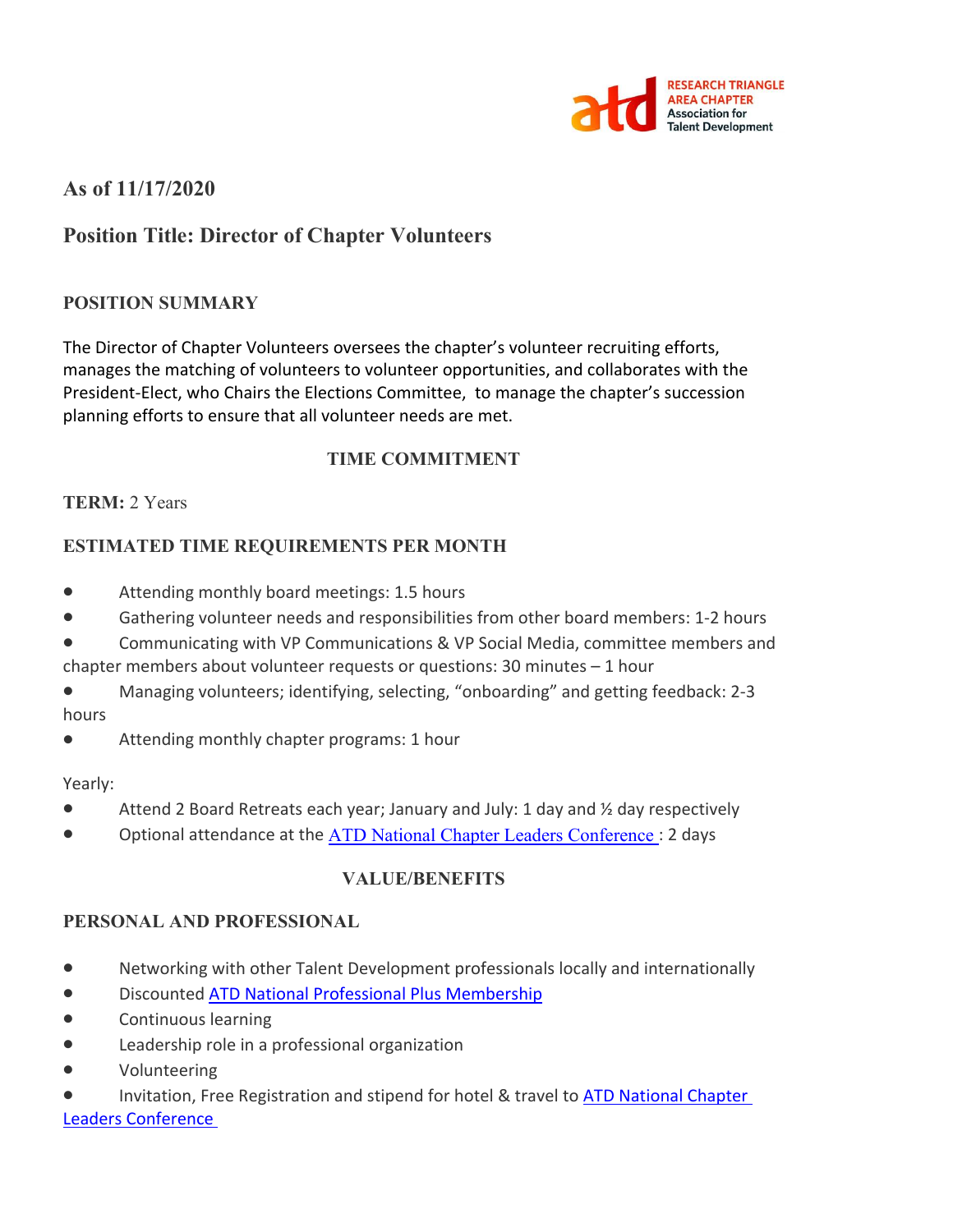RESEARCH TRIANGLE AREA CHAPTER
Association for Talent Development

## As of 11/17/2020

## Position Title: Director of Chapter Volunteers

### POSITION SUMMARY

The Director of Chapter Volunteers oversees the chapter's volunteer recruiting efforts, manages the matching of volunteers to volunteer opportunities, and collaborates with the President-Elect, who Chairs the Elections Committee, to manage the chapter's succession planning efforts to ensure that all volunteer needs are met.

### TIME COMMITMENT

**TERM:** 2 Years

### ESTIMATED TIME REQUIREMENTS PER MONTH

- Attending monthly board meetings: 1.5 hours
- Gathering volunteer needs and responsibilities from other board members: 1-2 hours
- Communicating with VP Communications & VP Social Media, committee members and chapter members about volunteer requests or questions: 30 minutes – 1 hour
- Managing volunteers; identifying, selecting, "onboarding" and getting feedback: 2-3 hours
- Attending monthly chapter programs: 1 hour

Yearly:

- Attend 2 Board Retreats each year; January and July: 1 day and ½ day respectively
- Optional attendance at the ATD National Chapter Leaders Conference : 2 days

### VALUE/BENEFITS

### PERSONAL AND PROFESSIONAL

- Networking with other Talent Development professionals locally and internationally
- Discounted ATD National Professional Plus Membership
- Continuous learning
- Leadership role in a professional organization
- Volunteering
- Invitation, Free Registration and stipend for hotel & travel to ATD National Chapter Leaders Conference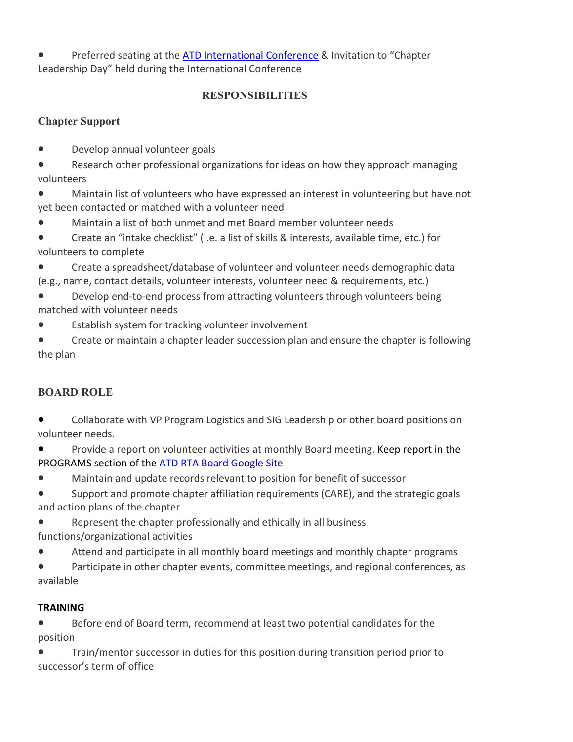- Preferred seating at the [ATD International Conference] & Invitation to "Chapter Leadership Day" held during the International Conference

## RESPONSIBILITIES

### Chapter Support

- Develop annual volunteer goals
- Research other professional organizations for ideas on how they approach managing volunteers
- Maintain list of volunteers who have expressed an interest in volunteering but have not yet been contacted or matched with a volunteer need
- Maintain a list of both unmet and met Board member volunteer needs
- Create an "intake checklist" (i.e. a list of skills & interests, available time, etc.) for volunteers to complete
- Create a spreadsheet/database of volunteer and volunteer needs demographic data (e.g., name, contact details, volunteer interests, volunteer need & requirements, etc.)
- Develop end-to-end process from attracting volunteers through volunteers being matched with volunteer needs
- Establish system for tracking volunteer involvement
- Create or maintain a chapter leader succession plan and ensure the chapter is following the plan

### BOARD ROLE

- Collaborate with VP Program Logistics and SIG Leadership or other board positions on volunteer needs.
- Provide a report on volunteer activities at monthly Board meeting. Keep report in the PROGRAMS section of the [ATD RTA Board Google Site]
- Maintain and update records relevant to position for benefit of successor
- Support and promote chapter affiliation requirements (CARE), and the strategic goals and action plans of the chapter
- Represent the chapter professionally and ethically in all business functions/organizational activities
- Attend and participate in all monthly board meetings and monthly chapter programs
- Participate in other chapter events, committee meetings, and regional conferences, as available

**TRAINING**

- Before end of Board term, recommend at least two potential candidates for the position
- Train/mentor successor in duties for this position during transition period prior to successor's term of office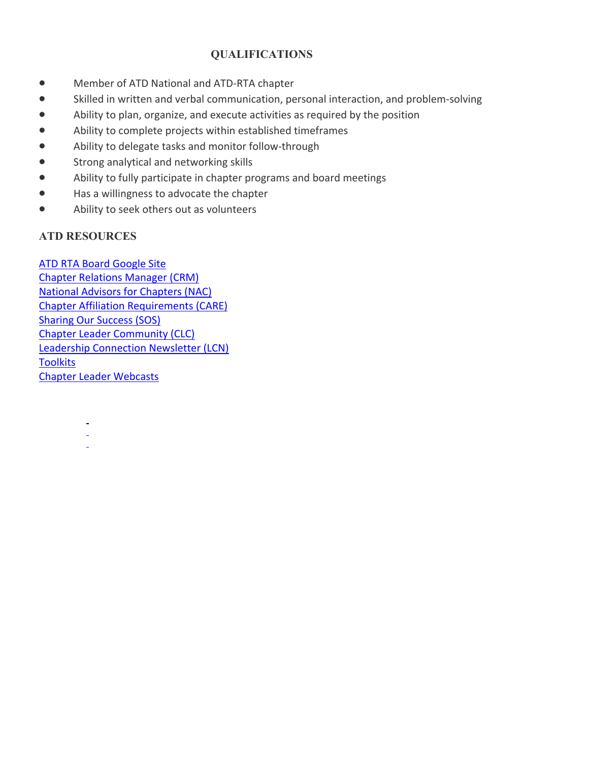## QUALIFICATIONS

- Member of ATD National and ATD-RTA chapter
- Skilled in written and verbal communication, personal interaction, and problem-solving
- Ability to plan, organize, and execute activities as required by the position
- Ability to complete projects within established timeframes
- Ability to delegate tasks and monitor follow-through
- Strong analytical and networking skills
- Ability to fully participate in chapter programs and board meetings
- Has a willingness to advocate the chapter
- Ability to seek others out as volunteers

### ATD RESOURCES

ATD RTA Board Google Site
Chapter Relations Manager (CRM)
National Advisors for Chapters (NAC)
Chapter Affiliation Requirements (CARE)
Sharing Our Success (SOS)
Chapter Leader Community (CLC)
Leadership Connection Newsletter (LCN)
Toolkits
Chapter Leader Webcasts